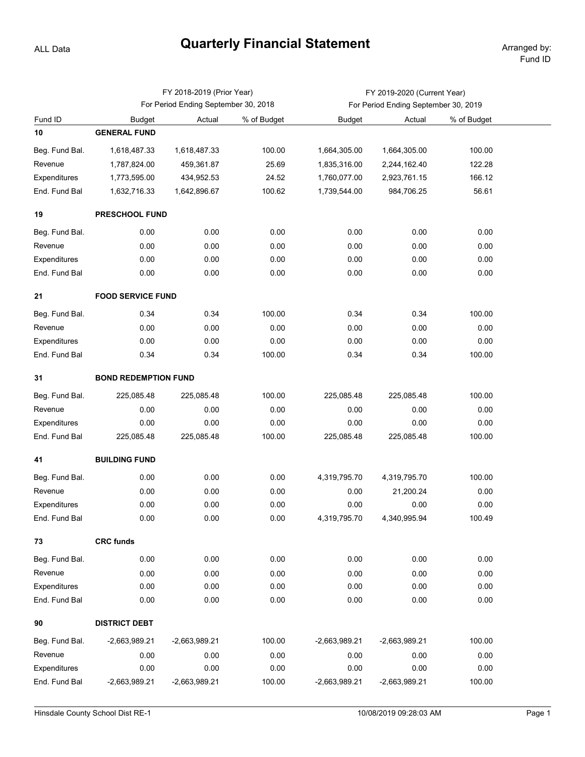ALL Data

# Quarterly Financial Statement

Arranged by: Fund ID

| | FY 2018-2019 (Prior Year) For Period Ending September 30, 2018 | | | FY 2019-2020 (Current Year) For Period Ending September 30, 2019 | | |
|---|---|---|---|---|---|---|
| Fund ID | Budget | Actual | % of Budget | Budget | Actual | % of Budget |
| **10** | **GENERAL FUND** | | | | | |
| Beg. Fund Bal. | 1,618,487.33 | 1,618,487.33 | 100.00 | 1,664,305.00 | 1,664,305.00 | 100.00 |
| Revenue | 1,787,824.00 | 459,361.87 | 25.69 | 1,835,316.00 | 2,244,162.40 | 122.28 |
| Expenditures | 1,773,595.00 | 434,952.53 | 24.52 | 1,760,077.00 | 2,923,761.15 | 166.12 |
| End. Fund Bal | 1,632,716.33 | 1,642,896.67 | 100.62 | 1,739,544.00 | 984,706.25 | 56.61 |
| **19** | **PRESCHOOL FUND** | | | | | |
| Beg. Fund Bal. | 0.00 | 0.00 | 0.00 | 0.00 | 0.00 | 0.00 |
| Revenue | 0.00 | 0.00 | 0.00 | 0.00 | 0.00 | 0.00 |
| Expenditures | 0.00 | 0.00 | 0.00 | 0.00 | 0.00 | 0.00 |
| End. Fund Bal | 0.00 | 0.00 | 0.00 | 0.00 | 0.00 | 0.00 |
| **21** | **FOOD SERVICE FUND** | | | | | |
| Beg. Fund Bal. | 0.34 | 0.34 | 100.00 | 0.34 | 0.34 | 100.00 |
| Revenue | 0.00 | 0.00 | 0.00 | 0.00 | 0.00 | 0.00 |
| Expenditures | 0.00 | 0.00 | 0.00 | 0.00 | 0.00 | 0.00 |
| End. Fund Bal | 0.34 | 0.34 | 100.00 | 0.34 | 0.34 | 100.00 |
| **31** | **BOND REDEMPTION FUND** | | | | | |
| Beg. Fund Bal. | 225,085.48 | 225,085.48 | 100.00 | 225,085.48 | 225,085.48 | 100.00 |
| Revenue | 0.00 | 0.00 | 0.00 | 0.00 | 0.00 | 0.00 |
| Expenditures | 0.00 | 0.00 | 0.00 | 0.00 | 0.00 | 0.00 |
| End. Fund Bal | 225,085.48 | 225,085.48 | 100.00 | 225,085.48 | 225,085.48 | 100.00 |
| **41** | **BUILDING FUND** | | | | | |
| Beg. Fund Bal. | 0.00 | 0.00 | 0.00 | 4,319,795.70 | 4,319,795.70 | 100.00 |
| Revenue | 0.00 | 0.00 | 0.00 | 0.00 | 21,200.24 | 0.00 |
| Expenditures | 0.00 | 0.00 | 0.00 | 0.00 | 0.00 | 0.00 |
| End. Fund Bal | 0.00 | 0.00 | 0.00 | 4,319,795.70 | 4,340,995.94 | 100.49 |
| **73** | **CRC funds** | | | | | |
| Beg. Fund Bal. | 0.00 | 0.00 | 0.00 | 0.00 | 0.00 | 0.00 |
| Revenue | 0.00 | 0.00 | 0.00 | 0.00 | 0.00 | 0.00 |
| Expenditures | 0.00 | 0.00 | 0.00 | 0.00 | 0.00 | 0.00 |
| End. Fund Bal | 0.00 | 0.00 | 0.00 | 0.00 | 0.00 | 0.00 |
| **90** | **DISTRICT DEBT** | | | | | |
| Beg. Fund Bal. | -2,663,989.21 | -2,663,989.21 | 100.00 | -2,663,989.21 | -2,663,989.21 | 100.00 |
| Revenue | 0.00 | 0.00 | 0.00 | 0.00 | 0.00 | 0.00 |
| Expenditures | 0.00 | 0.00 | 0.00 | 0.00 | 0.00 | 0.00 |
| End. Fund Bal | -2,663,989.21 | -2,663,989.21 | 100.00 | -2,663,989.21 | -2,663,989.21 | 100.00 |

Hinsdale County School Dist RE-1 10/08/2019 09:28:03 AM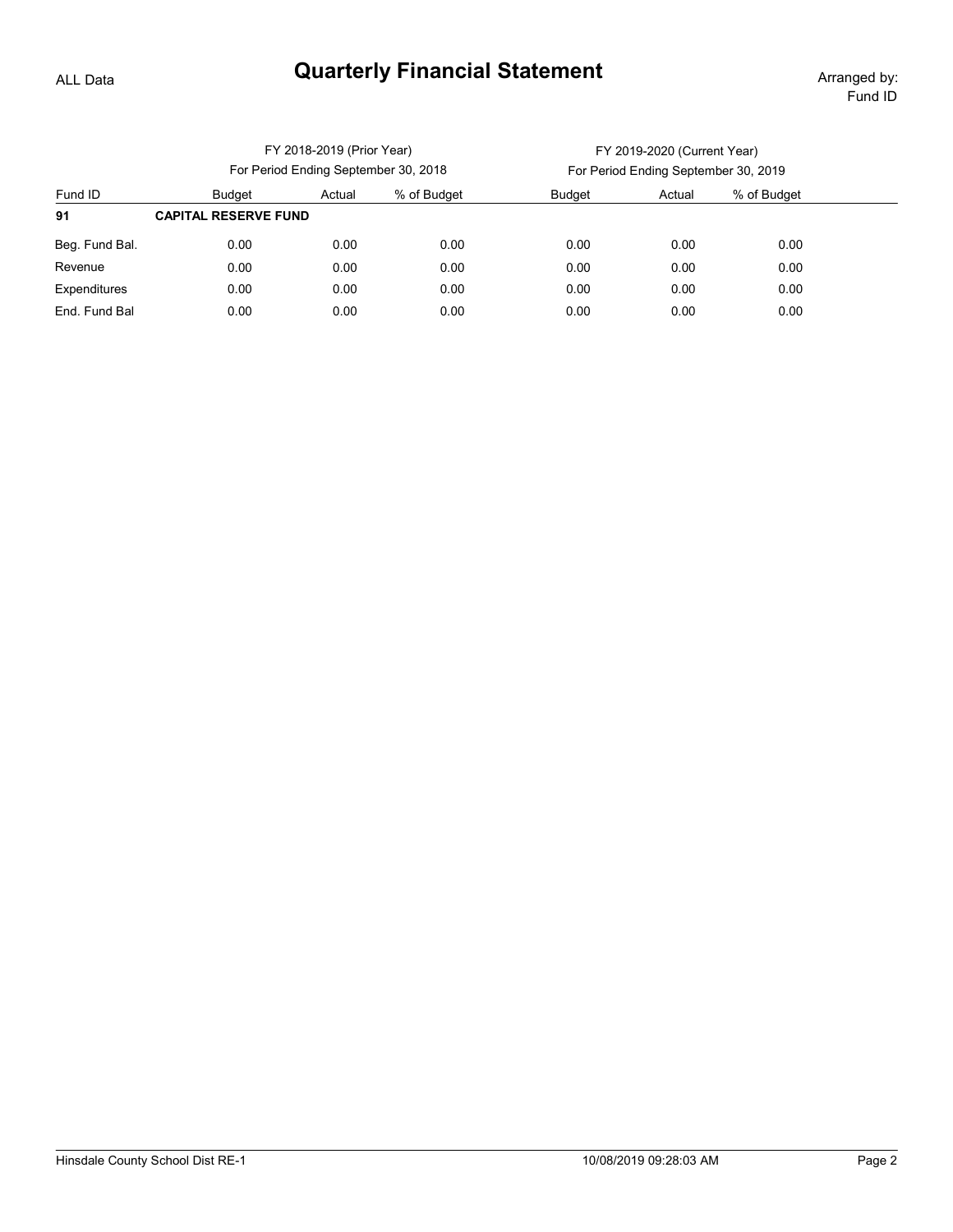ALL Data

# Quarterly Financial Statement

Arranged by: Fund ID

| | FY 2018-2019 (Prior Year) For Period Ending September 30, 2018 | | | FY 2019-2020 (Current Year) For Period Ending September 30, 2019 | | |
|---|---|---|---|---|---|---|
| Fund ID | Budget | Actual | % of Budget | Budget | Actual | % of Budget |
| **91** | **CAPITAL RESERVE FUND** | | | | | |
| Beg. Fund Bal. | 0.00 | 0.00 | 0.00 | 0.00 | 0.00 | 0.00 |
| Revenue | 0.00 | 0.00 | 0.00 | 0.00 | 0.00 | 0.00 |
| Expenditures | 0.00 | 0.00 | 0.00 | 0.00 | 0.00 | 0.00 |
| End. Fund Bal | 0.00 | 0.00 | 0.00 | 0.00 | 0.00 | 0.00 |

Hinsdale County School Dist RE-1 10/08/2019 09:28:03 AM